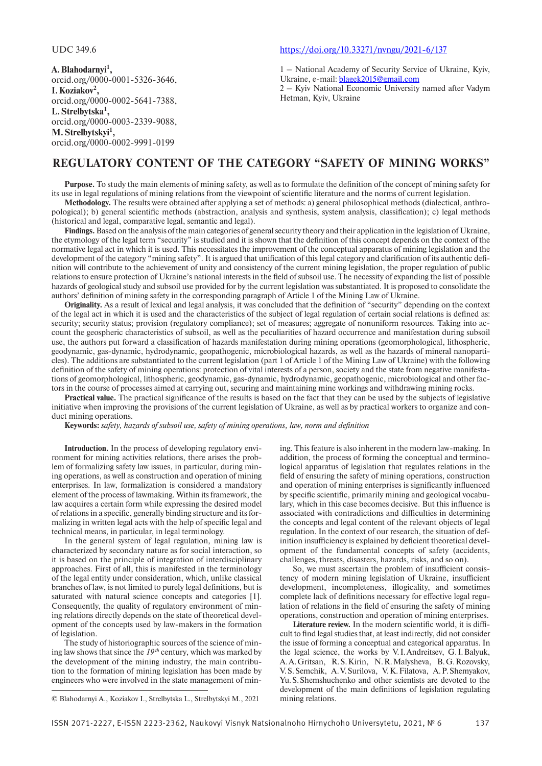UDC 349.6

https://doi.org/10.33271/nvngu/2021-6/137

**A. Blahodarnyi[1],**
orcid.org/0000-0001-5326-3646,
**I. Koziakov[2],**
orcid.org/0000-0002-5641-7388,
**L. Strelbytska[1],**
orcid.org/0000-0003-2339-9088,
**M. Strelbytskyi[1],**
orcid.org/0000-0002-9991-0199

1 – National Academy of Security Service of Ukraine, Kyiv, Ukraine, e-mail: blagek2015@gmail.com
2 – Kyiv National Economic University named after Vadym Hetman, Kyiv, Ukraine

# REGULATORY CONTENT OF THE CATEGORY "SAFETY OF MINING WORKS"

**Purpose.** To study the main elements of mining safety, as well as to formulate the definition of the concept of mining safety for its use in legal regulations of mining relations from the viewpoint of scientific literature and the norms of current legislation.

**Methodology.** The results were obtained after applying a set of methods: a) general philosophical methods (dialectical, anthropological); b) general scientific methods (abstraction, analysis and synthesis, system analysis, classification); c) legal methods (historical and legal, comparative legal, semantic and legal).

**Findings.** Based on the analysis of the main categories of general security theory and their application in the legislation of Ukraine, the etymology of the legal term "security" is studied and it is shown that the definition of this concept depends on the context of the normative legal act in which it is used. This necessitates the improvement of the conceptual apparatus of mining legislation and the development of the category "mining safety". It is argued that unification of this legal category and clarification of its authentic definition will contribute to the achievement of unity and consistency of the current mining legislation, the proper regulation of public relations to ensure protection of Ukraine's national interests in the field of subsoil use. The necessity of expanding the list of possible hazards of geological study and subsoil use provided for by the current legislation was substantiated. It is proposed to consolidate the authors' definition of mining safety in the corresponding paragraph of Article 1 of the Mining Law of Ukraine.

**Originality.** As a result of lexical and legal analysis, it was concluded that the definition of "security" depending on the context of the legal act in which it is used and the characteristics of the subject of legal regulation of certain social relations is defined as: security; security status; provision (regulatory compliance); set of measures; aggregate of nonuniform resources. Taking into account the geospheric characteristics of subsoil, as well as the peculiarities of hazard occurrence and manifestation during subsoil use, the authors put forward a classification of hazards manifestation during mining operations (geomorphological, lithospheric, geodynamic, gas-dynamic, hydrodynamic, geopathogenic, microbiological hazards, as well as the hazards of mineral nanoparticles). The additions are substantiated to the current legislation (part 1 of Article 1 of the Mining Law of Ukraine) with the following definition of the safety of mining operations: protection of vital interests of a person, society and the state from negative manifestations of geomorphological, lithospheric, geodynamic, gas-dynamic, hydrodynamic, geopathogenic, microbiological and other factors in the course of processes aimed at carrying out, securing and maintaining mine workings and withdrawing mining rocks.

**Practical value.** The practical significance of the results is based on the fact that they can be used by the subjects of legislative initiative when improving the provisions of the current legislation of Ukraine, as well as by practical workers to organize and conduct mining operations.

**Keywords:** *safety, hazards of subsoil use, safety of mining operations, law, norm and definition*

**Introduction.** In the process of developing regulatory environment for mining activities relations, there arises the problem of formalizing safety law issues, in particular, during mining operations, as well as construction and operation of mining enterprises. In law, formalization is considered a mandatory element of the process of lawmaking. Within its framework, the law acquires a certain form while expressing the desired model of relations in a specific, generally binding structure and its formalizing in written legal acts with the help of specific legal and technical means, in particular, in legal terminology.

In the general system of legal regulation, mining law is characterized by secondary nature as for social interaction, so it is based on the principle of integration of interdisciplinary approaches. First of all, this is manifested in the terminology of the legal entity under consideration, which, unlike classical branches of law, is not limited to purely legal definitions, but is saturated with natural science concepts and categories [1]. Consequently, the quality of regulatory environment of mining relations directly depends on the state of theoretical development of the concepts used by law-makers in the formation of legislation.

The study of historiographic sources of the science of mining law shows that since the *19th* century, which was marked by the development of the mining industry, the main contribution to the formation of mining legislation has been made by engineers who were involved in the state management of mining. This feature is also inherent in the modern law-making. In addition, the process of forming the conceptual and terminological apparatus of legislation that regulates relations in the field of ensuring the safety of mining operations, construction and operation of mining enterprises is significantly influenced by specific scientific, primarily mining and geological vocabulary, which in this case becomes decisive. But this influence is associated with contradictions and difficulties in determining the concepts and legal content of the relevant objects of legal regulation. In the context of our research, the situation of definition insufficiency is explained by deficient theoretical development of the fundamental concepts of safety (accidents, challenges, threats, disasters, hazards, risks, and so on).

So, we must ascertain the problem of insufficient consistency of modern mining legislation of Ukraine, insufficient development, incompleteness, illogicality, and sometimes complete lack of definitions necessary for effective legal regulation of relations in the field of ensuring the safety of mining operations, construction and operation of mining enterprises.

**Literature review.** In the modern scientific world, it is difficult to find legal studies that, at least indirectly, did not consider the issue of forming a conceptual and categorical apparatus. In the legal science, the works by V. I. Andreitsev, G. I. Balyuk, A. A. Gritsan, R. S. Kirin, N. R. Malysheva, B. G. Rozovsky, V. S. Semchik, A. V. Surilova, V. K. Filatova, A. P. Shemyakov, Yu. S. Shemshuchenko and other scientists are devoted to the development of the main definitions of legislation regulating mining relations.

© Blahodarnyi A., Koziakov I., Strelbytska L., Strelbytskyi M., 2021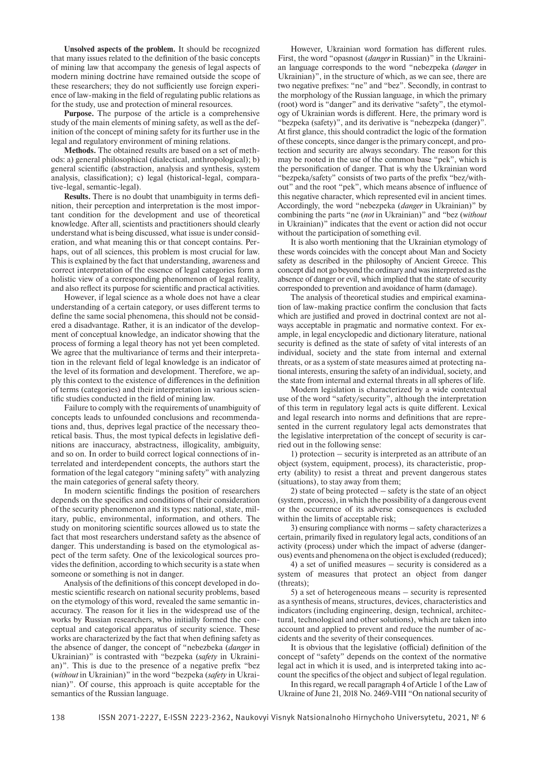**Unsolved aspects of the problem.** It should be recognized that many issues related to the definition of the basic concepts of mining law that accompany the genesis of legal aspects of modern mining doctrine have remained outside the scope of these researchers; they do not sufficiently use foreign experience of law-making in the field of regulating public relations as for the study, use and protection of mineral resources.

**Purpose.** The purpose of the article is a comprehensive study of the main elements of mining safety, as well as the definition of the concept of mining safety for its further use in the legal and regulatory environment of mining relations.

**Methods.** The obtained results are based on a set of methods: a) general philosophical (dialectical, anthropological); b) general scientific (abstraction, analysis and synthesis, system analysis, classification); c) legal (historical-legal, comparative-legal, semantic-legal).

**Results.** There is no doubt that unambiguity in terms definition, their perception and interpretation is the most important condition for the development and use of theoretical knowledge. After all, scientists and practitioners should clearly understand what is being discussed, what issue is under consideration, and what meaning this or that concept contains. Perhaps, out of all sciences, this problem is most crucial for law. This is explained by the fact that understanding, awareness and correct interpretation of the essence of legal categories form a holistic view of a corresponding phenomenon of legal reality, and also reflect its purpose for scientific and practical activities.

However, if legal science as a whole does not have a clear understanding of a certain category, or uses different terms to define the same social phenomena, this should not be considered a disadvantage. Rather, it is an indicator of the development of conceptual knowledge, an indicator showing that the process of forming a legal theory has not yet been completed. We agree that the multivariance of terms and their interpretation in the relevant field of legal knowledge is an indicator of the level of its formation and development. Therefore, we apply this context to the existence of differences in the definition of terms (categories) and their interpretation in various scientific studies conducted in the field of mining law.

Failure to comply with the requirements of unambiguity of concepts leads to unfounded conclusions and recommendations and, thus, deprives legal practice of the necessary theoretical basis. Thus, the most typical defects in legislative definitions are inaccuracy, abstractness, illogicality, ambiguity, and so on. In order to build correct logical connections of interrelated and interdependent concepts, the authors start the formation of the legal category "mining safety" with analyzing the main categories of general safety theory.

In modern scientific findings the position of researchers depends on the specifics and conditions of their consideration of the security phenomenon and its types: national, state, military, public, environmental, information, and others. The study on monitoring scientific sources allowed us to state the fact that most researchers understand safety as the absence of danger. This understanding is based on the etymological aspect of the term safety. One of the lexicological sources provides the definition, according to which security is a state when someone or something is not in danger.

Analysis of the definitions of this concept developed in domestic scientific research on national security problems, based on the etymology of this word, revealed the same semantic inaccuracy. The reason for it lies in the widespread use of the works by Russian researchers, who initially formed the conceptual and categorical apparatus of security science. These works are characterized by the fact that when defining safety as the absence of danger, the concept of "nebezbeka (*danger* in Ukrainian)" is contrasted with "bezpeka (*safety* in Ukrainian)". This is due to the presence of a negative prefix "bez (*without* in Ukrainian)" in the word "bezpeka (*safety* in Ukrainian)". Of course, this approach is quite acceptable for the semantics of the Russian language.

However, Ukrainian word formation has different rules. First, the word "opasnost (*danger* in Russian)" in the Ukrainian language corresponds to the word "nebezpeka (*danger* in Ukrainian)", in the structure of which, as we can see, there are two negative prefixes: "ne" and "bez". Secondly, in contrast to the morphology of the Russian language, in which the primary (root) word is "danger" and its derivative "safety", the etymology of Ukrainian words is different. Here, the primary word is "bezpeka (safety)", and its derivative is "nebezpeka (danger)". At first glance, this should contradict the logic of the formation of these concepts, since danger is the primary concept, and protection and security are always secondary. The reason for this may be rooted in the use of the common base "pek", which is the personification of danger. That is why the Ukrainian word "bezpeka/safety" consists of two parts of the prefix "bez/without" and the root "pek", which means absence of influence of this negative character, which represented evil in ancient times. Accordingly, the word "nebezpeka (*danger* in Ukrainian)" by combining the parts "ne (*not* in Ukrainian)" and "bez (*without* in Ukrainian)" indicates that the event or action did not occur without the participation of something evil.

It is also worth mentioning that the Ukrainian etymology of these words coincides with the concept about Man and Society safety as described in the philosophy of Ancient Greece. This concept did not go beyond the ordinary and was interpreted as the absence of danger or evil, which implied that the state of security corresponded to prevention and avoidance of harm (damage).

The analysis of theoretical studies and empirical examination of law-making practice confirm the conclusion that facts which are justified and proved in doctrinal context are not always acceptable in pragmatic and normative context. For example, in legal encyclopedic and dictionary literature, national security is defined as the state of safety of vital interests of an individual, society and the state from internal and external threats, or as a system of state measures aimed at protecting national interests, ensuring the safety of an individual, society, and the state from internal and external threats in all spheres of life.

Modern legislation is characterized by a wide contextual use of the word "safety/security", although the interpretation of this term in regulatory legal acts is quite different. Lexical and legal research into norms and definitions that are represented in the current regulatory legal acts demonstrates that the legislative interpretation of the concept of security is carried out in the following sense:

1) protection – security is interpreted as an attribute of an object (system, equipment, process), its characteristic, property (ability) to resist a threat and prevent dangerous states (situations), to stay away from them;

2) state of being protected – safety is the state of an object (system, process), in which the possibility of a dangerous event or the occurrence of its adverse consequences is excluded within the limits of acceptable risk;

3) ensuring compliance with norms – safety characterizes a certain, primarily fixed in regulatory legal acts, conditions of an activity (process) under which the impact of adverse (dangerous) events and phenomena on the object is excluded (reduced);

4) a set of unified measures – security is considered as a system of measures that protect an object from danger (threats);

5) a set of heterogeneous means – security is represented as a synthesis of means, structures, devices, characteristics and indicators (including engineering, design, technical, architectural, technological and other solutions), which are taken into account and applied to prevent and reduce the number of accidents and the severity of their consequences.

It is obvious that the legislative (official) definition of the concept of "safety" depends on the context of the normative legal act in which it is used, and is interpreted taking into account the specifics of the object and subject of legal regulation.

In this regard, we recall paragraph 4 of Article 1 of the Law of Ukraine of June 21, 2018 No. 2469-VIII "On national security of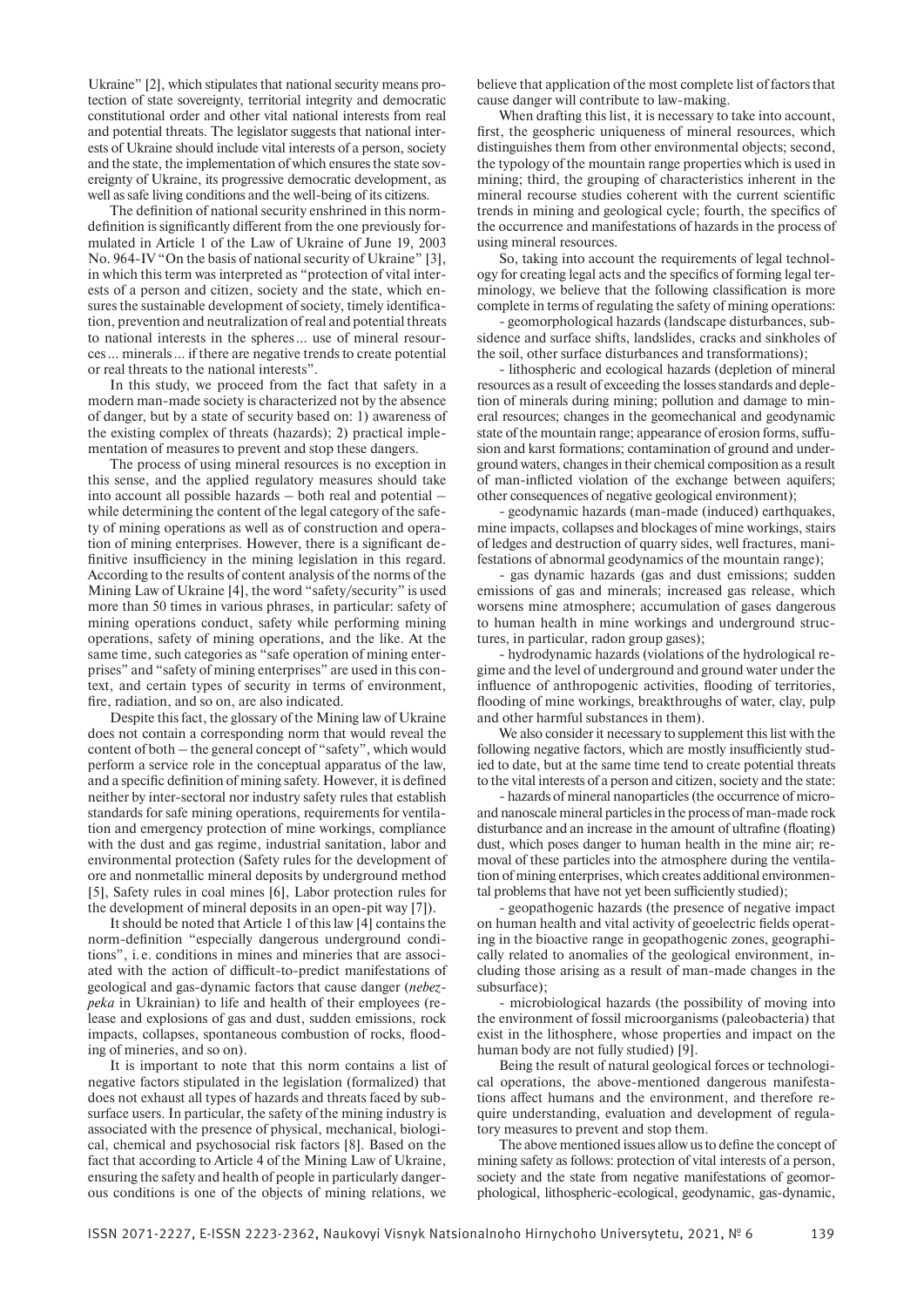Ukraine" [2], which stipulates that national security means protection of state sovereignty, territorial integrity and democratic constitutional order and other vital national interests from real and potential threats. The legislator suggests that national interests of Ukraine should include vital interests of a person, society and the state, the implementation of which ensures the state sovereignty of Ukraine, its progressive democratic development, as well as safe living conditions and the well-being of its citizens.

The definition of national security enshrined in this norm-definition is significantly different from the one previously formulated in Article 1 of the Law of Ukraine of June 19, 2003 No. 964-IV "On the basis of national security of Ukraine" [3], in which this term was interpreted as "protection of vital interests of a person and citizen, society and the state, which ensures the sustainable development of society, timely identification, prevention and neutralization of real and potential threats to national interests in the spheres… use of mineral resources… minerals… if there are negative trends to create potential or real threats to the national interests".

In this study, we proceed from the fact that safety in a modern man-made society is characterized not by the absence of danger, but by a state of security based on: 1) awareness of the existing complex of threats (hazards); 2) practical implementation of measures to prevent and stop these dangers.

The process of using mineral resources is no exception in this sense, and the applied regulatory measures should take into account all possible hazards – both real and potential – while determining the content of the legal category of the safety of mining operations as well as of construction and operation of mining enterprises. However, there is a significant definitive insufficiency in the mining legislation in this regard. According to the results of content analysis of the norms of the Mining Law of Ukraine [4], the word "safety/security" is used more than 50 times in various phrases, in particular: safety of mining operations conduct, safety while performing mining operations, safety of mining operations, and the like. At the same time, such categories as "safe operation of mining enterprises" and "safety of mining enterprises" are used in this context, and certain types of security in terms of environment, fire, radiation, and so on, are also indicated.

Despite this fact, the glossary of the Mining law of Ukraine does not contain a corresponding norm that would reveal the content of both – the general concept of "safety", which would perform a service role in the conceptual apparatus of the law, and a specific definition of mining safety. However, it is defined neither by inter-sectoral nor industry safety rules that establish standards for safe mining operations, requirements for ventilation and emergency protection of mine workings, compliance with the dust and gas regime, industrial sanitation, labor and environmental protection (Safety rules for the development of ore and nonmetallic mineral deposits by underground method [5], Safety rules in coal mines [6], Labor protection rules for the development of mineral deposits in an open-pit way [7]).

It should be noted that Article 1 of this law [4] contains the norm-definition "especially dangerous underground conditions", i. e. conditions in mines and mineries that are associated with the action of difficult-to-predict manifestations of geological and gas-dynamic factors that cause danger (*nebezpeka* in Ukrainian) to life and health of their employees (release and explosions of gas and dust, sudden emissions, rock impacts, collapses, spontaneous combustion of rocks, flooding of mineries, and so on).

It is important to note that this norm contains a list of negative factors stipulated in the legislation (formalized) that does not exhaust all types of hazards and threats faced by subsurface users. In particular, the safety of the mining industry is associated with the presence of physical, mechanical, biological, chemical and psychosocial risk factors [8]. Based on the fact that according to Article 4 of the Mining Law of Ukraine, ensuring the safety and health of people in particularly dangerous conditions is one of the objects of mining relations, we believe that application of the most complete list of factors that cause danger will contribute to law-making.

When drafting this list, it is necessary to take into account, first, the geospheric uniqueness of mineral resources, which distinguishes them from other environmental objects; second, the typology of the mountain range properties which is used in mining; third, the grouping of characteristics inherent in the mineral recourse studies coherent with the current scientific trends in mining and geological cycle; fourth, the specifics of the occurrence and manifestations of hazards in the process of using mineral resources.

So, taking into account the requirements of legal technology for creating legal acts and the specifics of forming legal terminology, we believe that the following classification is more complete in terms of regulating the safety of mining operations:

- geomorphological hazards (landscape disturbances, subsidence and surface shifts, landslides, cracks and sinkholes of the soil, other surface disturbances and transformations);
- lithospheric and ecological hazards (depletion of mineral resources as a result of exceeding the losses standards and depletion of minerals during mining; pollution and damage to mineral resources; changes in the geomechanical and geodynamic state of the mountain range; appearance of erosion forms, suffusion and karst formations; contamination of ground and underground waters, changes in their chemical composition as a result of man-inflicted violation of the exchange between aquifers; other consequences of negative geological environment);
- geodynamic hazards (man-made (induced) earthquakes, mine impacts, collapses and blockages of mine workings, stairs of ledges and destruction of quarry sides, well fractures, manifestations of abnormal geodynamics of the mountain range);
- gas dynamic hazards (gas and dust emissions; sudden emissions of gas and minerals; increased gas release, which worsens mine atmosphere; accumulation of gases dangerous to human health in mine workings and underground structures, in particular, radon group gases);
- hydrodynamic hazards (violations of the hydrological regime and the level of underground and ground water under the influence of anthropogenic activities, flooding of territories, flooding of mine workings, breakthroughs of water, clay, pulp and other harmful substances in them).

We also consider it necessary to supplement this list with the following negative factors, which are mostly insufficiently studied to date, but at the same time tend to create potential threats to the vital interests of a person and citizen, society and the state:

- hazards of mineral nanoparticles (the occurrence of micro- and nanoscale mineral particles in the process of man-made rock disturbance and an increase in the amount of ultrafine (floating) dust, which poses danger to human health in the mine air; removal of these particles into the atmosphere during the ventilation of mining enterprises, which creates additional environmental problems that have not yet been sufficiently studied);
- geopathogenic hazards (the presence of negative impact on human health and vital activity of geoelectric fields operating in the bioactive range in geopathogenic zones, geographically related to anomalies of the geological environment, including those arising as a result of man-made changes in the subsurface);
- microbiological hazards (the possibility of moving into the environment of fossil microorganisms (paleobacteria) that exist in the lithosphere, whose properties and impact on the human body are not fully studied) [9].

Being the result of natural geological forces or technological operations, the above-mentioned dangerous manifestations affect humans and the environment, and therefore require understanding, evaluation and development of regulatory measures to prevent and stop them.

The above mentioned issues allow us to define the concept of mining safety as follows: protection of vital interests of a person, society and the state from negative manifestations of geomorphological, lithospheric-ecological, geodynamic, gas-dynamic,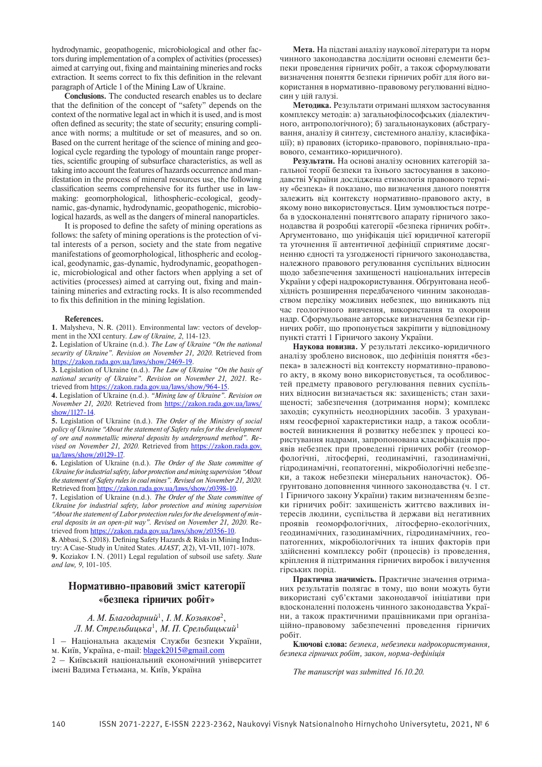hydrodynamic, geopathogenic, microbiological and other factors during implementation of a complex of activities (processes) aimed at carrying out, fixing and maintaining mineries and rocks extraction. It seems correct to fix this definition in the relevant paragraph of Article 1 of the Mining Law of Ukraine.

**Conclusions.** The conducted research enables us to declare that the definition of the concept of "safety" depends on the context of the normative legal act in which it is used, and is most often defined as security; the state of security; ensuring compliance with norms; a multitude or set of measures, and so on. Based on the current heritage of the science of mining and geological cycle regarding the typology of mountain range properties, scientific grouping of subsurface characteristics, as well as taking into account the features of hazards occurrence and manifestation in the process of mineral resources use, the following classification seems comprehensive for its further use in lawmaking: geomorphological, lithospheric-ecological, geodynamic, gas-dynamic, hydrodynamic, geopathogenic, microbiological hazards, as well as the dangers of mineral nanoparticles.

It is proposed to define the safety of mining operations as follows: the safety of mining operations is the protection of vital interests of a person, society and the state from negative manifestations of geomorphological, lithospheric and ecological, geodynamic, gas-dynamic, hydrodynamic, geopathogenic, microbiological and other factors when applying a set of activities (processes) aimed at carrying out, fixing and maintaining mineries and extracting rocks. It is also recommended to fix this definition in the mining legislation.

**References.**

1. Malysheva, N. R. (2011). Environmental law: vectors of development in the XXI century. *Law of Ukraine, 2*, 114-123.
2. Legislation of Ukraine (n.d.). *The Law of Ukraine "On the national security of Ukraine". Revision on November 21, 2020.* Retrieved from https://zakon.rada.gov.ua/laws/show/2469-19.
3. Legislation of Ukraine (n.d.). *The Law of Ukraine "On the basis of national security of Ukraine". Revision on November 21, 2021.* Retrieved from https://zakon.rada.gov.ua/laws/show/964-15.
4. Legislation of Ukraine (n.d.). *"Mining law of Ukraine". Revision on November 21, 2020.* Retrieved from https://zakon.rada.gov.ua/laws/show/1127-14.
5. Legislation of Ukraine (n.d.). *The Order of the Ministry of social policy of Ukraine "About the statement of Safety rules for the development of ore and nonmetallic mineral deposits by underground method". Revised on November 21, 2020.* Retrieved from https://zakon.rada.gov.ua/laws/show/z0129-17.
6. Legislation of Ukraine (n.d.). *The Order of the State committee of Ukraine for industrial safety, labor protection and mining supervision "About the statement of Safety rules in coal mines". Revised on November 21, 2020.* Retrieved from https://zakon.rada.gov.ua/laws/show/z0398-10.
7. Legislation of Ukraine (n.d.). *The Order of the State committee of Ukraine for industrial safety, labor protection and mining supervision "About the statement of Labor protection rules for the development of mineral deposits in an open-pit way". Revised on November 21, 2020.* Retrieved from https://zakon.rada.gov.ua/laws/show/z0356-10.
8. Abbasi, S. (2018). Defining Safety Hazards & Risks in Mining Industry: A Case-Study in United States. *AJAST, 2*(2), VI-VII, 1071-1078.
9. Koziakov I. N. (2011) Legal regulation of subsoil use safety. *State and law, 9*, 101-105.

## Нормативно-правовий зміст категорії «безпека гірничих робіт»

*А. М. Благодарний*[1], *І. М. Козьяков*[2], *Л. М. Стрельбицька*[1], *М. П. Срельбицький*[1]

1 – Національна академія Служби безпеки України, м. Київ, Україна, e-mail: blagek2015@gmail.com

2 – Київський національний економічний університет імені Вадима Гетьмана, м. Київ, Україна

**Мета.** На підставі аналізу наукової літератури та норм чинного законодавства дослідити основні елементи безпеки проведення гірничих робіт, а також сформулювати визначення поняття безпеки гірничих робіт для його використання в нормативно-правовому регулюванні відносин у цій галузі.

**Методика.** Результати отримані шляхом застосування комплексу методів: а) загальнофілософських (діалектичного, антропологічного); б) загальнонаукових (абстрагування, аналізу й синтезу, системного аналізу, класифікації); в) правових (історико-правового, порівняльно-правового, семантико-юридичного).

**Результати.** На основі аналізу основних категорій загальної теорії безпеки та їхнього застосування в законодавстві України досліджена етимологія правового терміну «безпека» й показано, що визначення даного поняття залежить від контексту нормативно-правового акту, в якому воно використовується. Цим зумовлюється потреба в удосконаленні понятттєвого апарату гірничого законодавства й розробці категорії «безпека гірничих робіт». Аргументовано, що уніфікація цієї юридичної категорії та уточнення її автентичної дефініції сприятиме досягненню єдності та узгодженості гірничого законодавства, належного правового регулювання суспільних відносин щодо забезпечення захищеності національних інтересів України у сфері надрокористування. Обґрунтована необхідність розширення передбаченого чинним законодавством переліку можливих небезпек, що виникають під час геологічного вивчення, використання та охорони надр. Сформульоване авторське визначення безпеки гірничих робіт, що пропонується закріпити у відповідному пункті статті 1 Гірничого закону України.

**Наукова новизна.** У результаті лексико-юридичного аналізу зроблено висновок, що дефініція поняття «безпека» в залежності від контексту нормативно-правового акту, в якому воно використовується, та особливостей предмету правового регулювання певних суспільних відносин визначається як: захищеність; стан захищеності; забезпечення (дотримання норм); комплекс заходів; сукупність неоднорідних засобів. З урахуванням геосферної характеристики надр, а також особливостей виникнення й розвитку небезпек у процесі користування надрами, запропонована класифікація проявів небезпек при проведенні гірничих робіт (геоморфологічні, літосферні, геодинамічні, газодинамічні, гідродинамічні, геопатогенні, мікробіологічні небезпеки, а також небезпеки мінеральних наночасток). Обґрунтовано доповнення чинного законодавства (ч. 1 ст. 1 Гірничого закону України) таким визначенням безпеки гірничих робіт: захищеність життєво важливих інтересів людини, суспільства й держави від негативних проявів геоморфологічних, літосферно-екологічних, геодинамічних, газодинамічних, гідродинамічних, геопатогенних, мікробіологічних та інших факторів при здійсненні комплексу робіт (процесів) із проведення, кріплення й підтримання гірничих виробок і вилучення гірських порід.

**Практична значимість.** Практичне значення отриманих результатів полягає в тому, що вони можуть бути використані суб'єктами законодавчої ініціативи при вдосконаленні положень чинного законодавства України, а також практичними працівниками при організаційно-правовому забезпеченні проведення гірничих робіт.

**Ключові слова:** *безпека, небезпеки надрокористування, безпека гірничих робіт, закон, норма-дефініція*

*The manuscript was submitted 16.10.20.*